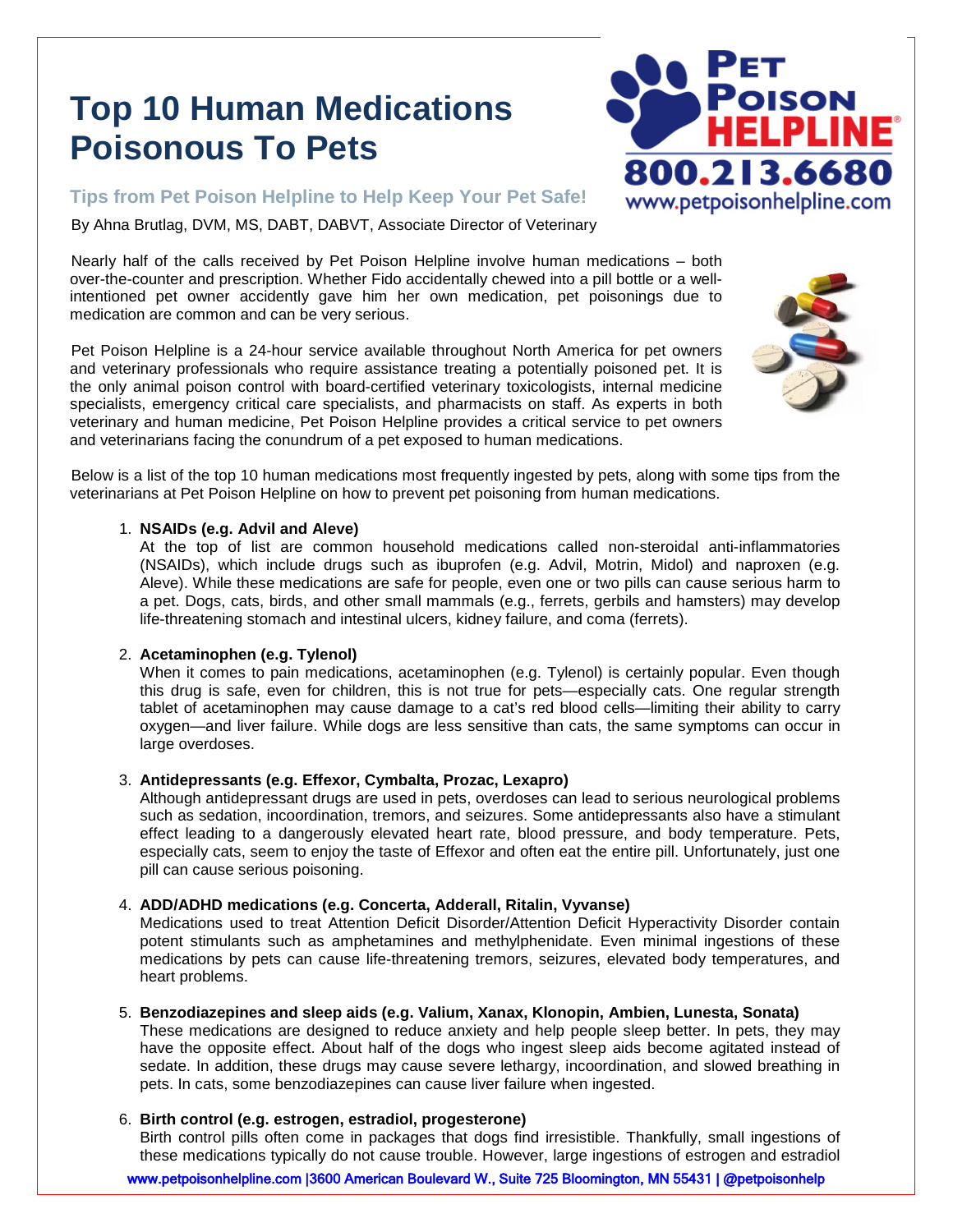# Top 10 Human Medications Poisonous To Pets

### Tips from Pet Poison Helpline to Help Keep Your Pet Safe!

By Ahna Brutlag, DVM, MS, DABT, DABVT, Associate Director of Veterinary

Pet Poison Helpline 800.213.6680 www.petpoisonhelpline.com

Nearly half of the calls received by Pet Poison Helpline involve human medications – both over-the-counter and prescription. Whether Fido accidentally chewed into a pill bottle or a well-intentioned pet owner accidently gave him her own medication, pet poisonings due to medication are common and can be very serious.

Pet Poison Helpline is a 24-hour service available throughout North America for pet owners and veterinary professionals who require assistance treating a potentially poisoned pet. It is the only animal poison control with board-certified veterinary toxicologists, internal medicine specialists, emergency critical care specialists, and pharmacists on staff. As experts in both veterinary and human medicine, Pet Poison Helpline provides a critical service to pet owners and veterinarians facing the conundrum of a pet exposed to human medications.

Below is a list of the top 10 human medications most frequently ingested by pets, along with some tips from the veterinarians at Pet Poison Helpline on how to prevent pet poisoning from human medications.

1. **NSAIDs (e.g. Advil and Aleve)**
   At the top of list are common household medications called non-steroidal anti-inflammatories (NSAIDs), which include drugs such as ibuprofen (e.g. Advil, Motrin, Midol) and naproxen (e.g. Aleve). While these medications are safe for people, even one or two pills can cause serious harm to a pet. Dogs, cats, birds, and other small mammals (e.g., ferrets, gerbils and hamsters) may develop life-threatening stomach and intestinal ulcers, kidney failure, and coma (ferrets).

2. **Acetaminophen (e.g. Tylenol)**
   When it comes to pain medications, acetaminophen (e.g. Tylenol) is certainly popular. Even though this drug is safe, even for children, this is not true for pets—especially cats. One regular strength tablet of acetaminophen may cause damage to a cat's red blood cells—limiting their ability to carry oxygen—and liver failure. While dogs are less sensitive than cats, the same symptoms can occur in large overdoses.

3. **Antidepressants (e.g. Effexor, Cymbalta, Prozac, Lexapro)**
   Although antidepressant drugs are used in pets, overdoses can lead to serious neurological problems such as sedation, incoordination, tremors, and seizures. Some antidepressants also have a stimulant effect leading to a dangerously elevated heart rate, blood pressure, and body temperature. Pets, especially cats, seem to enjoy the taste of Effexor and often eat the entire pill. Unfortunately, just one pill can cause serious poisoning.

4. **ADD/ADHD medications (e.g. Concerta, Adderall, Ritalin, Vyvanse)**
   Medications used to treat Attention Deficit Disorder/Attention Deficit Hyperactivity Disorder contain potent stimulants such as amphetamines and methylphenidate. Even minimal ingestions of these medications by pets can cause life-threatening tremors, seizures, elevated body temperatures, and heart problems.

5. **Benzodiazepines and sleep aids (e.g. Valium, Xanax, Klonopin, Ambien, Lunesta, Sonata)**
   These medications are designed to reduce anxiety and help people sleep better. In pets, they may have the opposite effect. About half of the dogs who ingest sleep aids become agitated instead of sedate. In addition, these drugs may cause severe lethargy, incoordination, and slowed breathing in pets. In cats, some benzodiazepines can cause liver failure when ingested.

6. **Birth control (e.g. estrogen, estradiol, progesterone)**
   Birth control pills often come in packages that dogs find irresistible. Thankfully, small ingestions of these medications typically do not cause trouble. However, large ingestions of estrogen and estradiol

www.petpoisonhelpline.com |3600 American Boulevard W., Suite 725 Bloomington, MN 55431 | @petpoisonhelp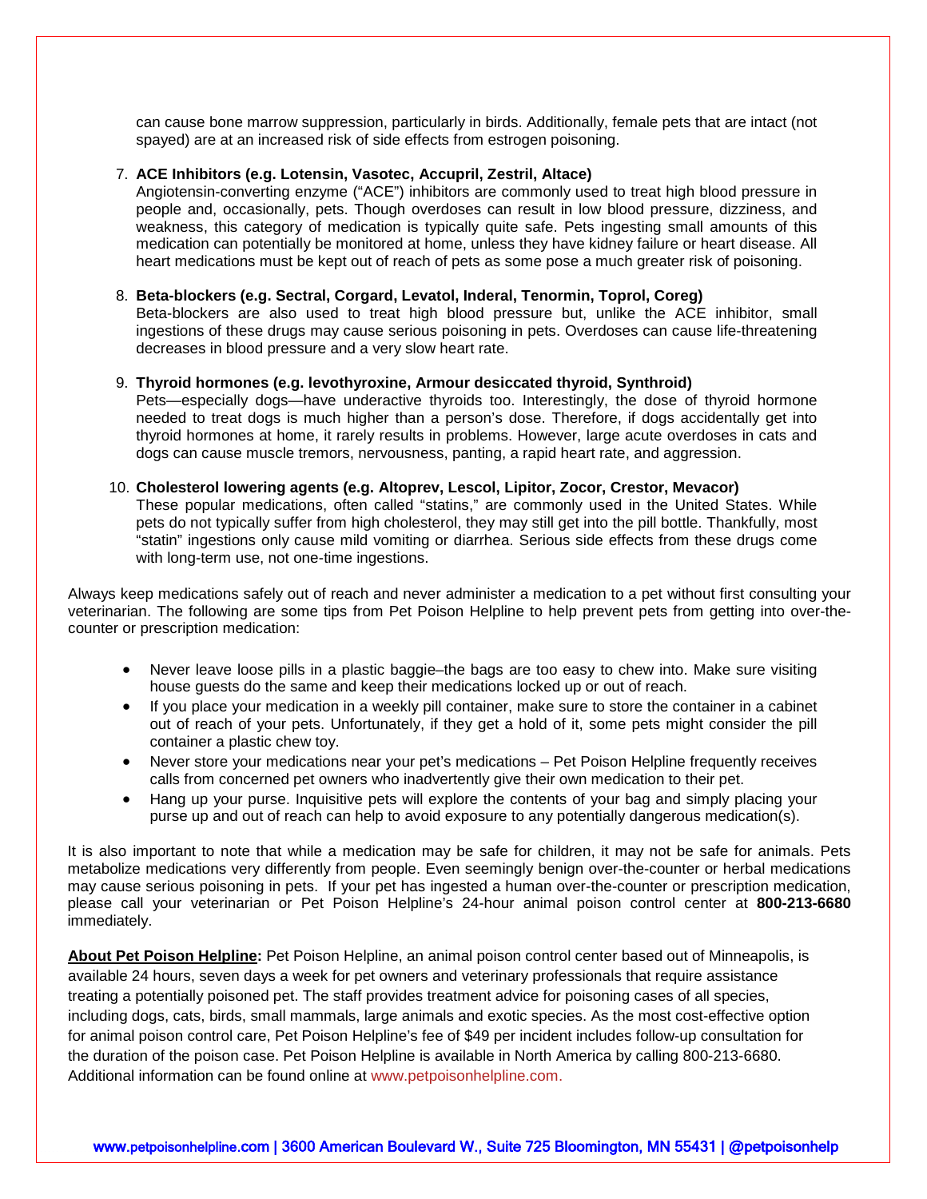can cause bone marrow suppression, particularly in birds. Additionally, female pets that are intact (not spayed) are at an increased risk of side effects from estrogen poisoning.

7. **ACE Inhibitors (e.g. Lotensin, Vasotec, Accupril, Zestril, Altace)**
   Angiotensin-converting enzyme ("ACE") inhibitors are commonly used to treat high blood pressure in people and, occasionally, pets. Though overdoses can result in low blood pressure, dizziness, and weakness, this category of medication is typically quite safe. Pets ingesting small amounts of this medication can potentially be monitored at home, unless they have kidney failure or heart disease. All heart medications must be kept out of reach of pets as some pose a much greater risk of poisoning.

8. **Beta-blockers (e.g. Sectral, Corgard, Levatol, Inderal, Tenormin, Toprol, Coreg)**
   Beta-blockers are also used to treat high blood pressure but, unlike the ACE inhibitor, small ingestions of these drugs may cause serious poisoning in pets. Overdoses can cause life-threatening decreases in blood pressure and a very slow heart rate.

9. **Thyroid hormones (e.g. levothyroxine, Armour desiccated thyroid, Synthroid)**
   Pets—especially dogs—have underactive thyroids too. Interestingly, the dose of thyroid hormone needed to treat dogs is much higher than a person's dose. Therefore, if dogs accidentally get into thyroid hormones at home, it rarely results in problems. However, large acute overdoses in cats and dogs can cause muscle tremors, nervousness, panting, a rapid heart rate, and aggression.

10. **Cholesterol lowering agents (e.g. Altoprev, Lescol, Lipitor, Zocor, Crestor, Mevacor)**
    These popular medications, often called "statins," are commonly used in the United States. While pets do not typically suffer from high cholesterol, they may still get into the pill bottle. Thankfully, most "statin" ingestions only cause mild vomiting or diarrhea. Serious side effects from these drugs come with long-term use, not one-time ingestions.

Always keep medications safely out of reach and never administer a medication to a pet without first consulting your veterinarian. The following are some tips from Pet Poison Helpline to help prevent pets from getting into over-the-counter or prescription medication:

- Never leave loose pills in a plastic baggie–the bags are too easy to chew into. Make sure visiting house guests do the same and keep their medications locked up or out of reach.
- If you place your medication in a weekly pill container, make sure to store the container in a cabinet out of reach of your pets. Unfortunately, if they get a hold of it, some pets might consider the pill container a plastic chew toy.
- Never store your medications near your pet's medications – Pet Poison Helpline frequently receives calls from concerned pet owners who inadvertently give their own medication to their pet.
- Hang up your purse. Inquisitive pets will explore the contents of your bag and simply placing your purse up and out of reach can help to avoid exposure to any potentially dangerous medication(s).

It is also important to note that while a medication may be safe for children, it may not be safe for animals. Pets metabolize medications very differently from people. Even seemingly benign over-the-counter or herbal medications may cause serious poisoning in pets. If your pet has ingested a human over-the-counter or prescription medication, please call your veterinarian or Pet Poison Helpline's 24-hour animal poison control center at **800-213-6680** immediately.

**About Pet Poison Helpline:** Pet Poison Helpline, an animal poison control center based out of Minneapolis, is available 24 hours, seven days a week for pet owners and veterinary professionals that require assistance treating a potentially poisoned pet. The staff provides treatment advice for poisoning cases of all species, including dogs, cats, birds, small mammals, large animals and exotic species. As the most cost-effective option for animal poison control care, Pet Poison Helpline's fee of $49 per incident includes follow-up consultation for the duration of the poison case. Pet Poison Helpline is available in North America by calling 800-213-6680. Additional information can be found online at www.petpoisonhelpline.com.

www.petpoisonhelpline.com | 3600 American Boulevard W., Suite 725 Bloomington, MN 55431 | @petpoisonhelp